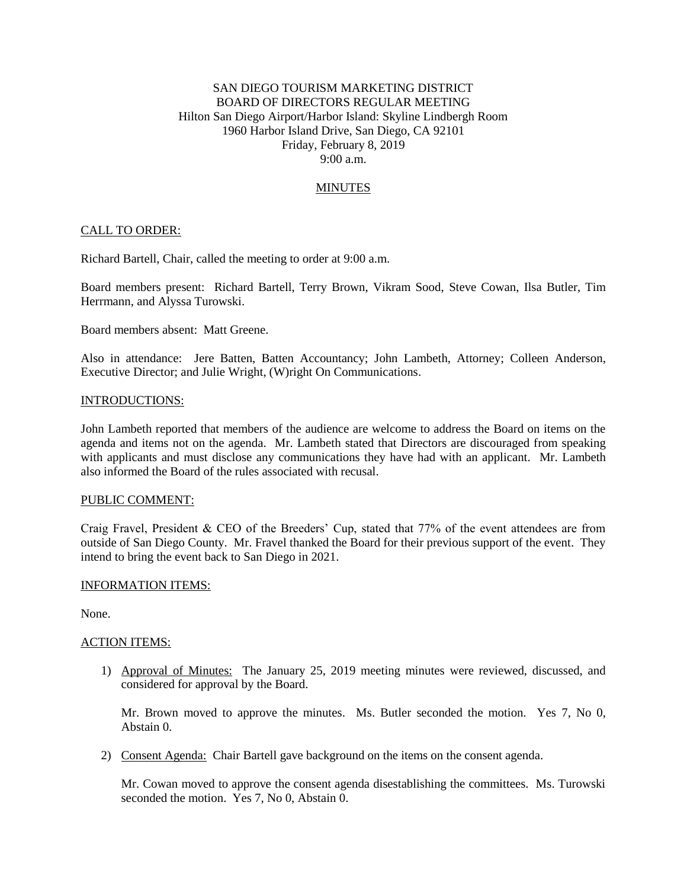# SAN DIEGO TOURISM MARKETING DISTRICT
## BOARD OF DIRECTORS REGULAR MEETING

Hilton San Diego Airport/Harbor Island: Skyline Lindbergh Room
1960 Harbor Island Drive, San Diego, CA 92101
Friday, February 8, 2019
9:00 a.m.

## MINUTES

### CALL TO ORDER:

Richard Bartell, Chair, called the meeting to order at 9:00 a.m.

Board members present: Richard Bartell, Terry Brown, Vikram Sood, Steve Cowan, Ilsa Butler, Tim Herrmann, and Alyssa Turowski.

Board members absent: Matt Greene.

Also in attendance: Jere Batten, Batten Accountancy; John Lambeth, Attorney; Colleen Anderson, Executive Director; and Julie Wright, (W)right On Communications.

### INTRODUCTIONS:

John Lambeth reported that members of the audience are welcome to address the Board on items on the agenda and items not on the agenda. Mr. Lambeth stated that Directors are discouraged from speaking with applicants and must disclose any communications they have had with an applicant. Mr. Lambeth also informed the Board of the rules associated with recusal.

### PUBLIC COMMENT:

Craig Fravel, President & CEO of the Breeders' Cup, stated that 77% of the event attendees are from outside of San Diego County. Mr. Fravel thanked the Board for their previous support of the event. They intend to bring the event back to San Diego in 2021.

### INFORMATION ITEMS:

None.

### ACTION ITEMS:

1) Approval of Minutes: The January 25, 2019 meeting minutes were reviewed, discussed, and considered for approval by the Board.

   Mr. Brown moved to approve the minutes. Ms. Butler seconded the motion. Yes 7, No 0, Abstain 0.

2) Consent Agenda: Chair Bartell gave background on the items on the consent agenda.

   Mr. Cowan moved to approve the consent agenda disestablishing the committees. Ms. Turowski seconded the motion. Yes 7, No 0, Abstain 0.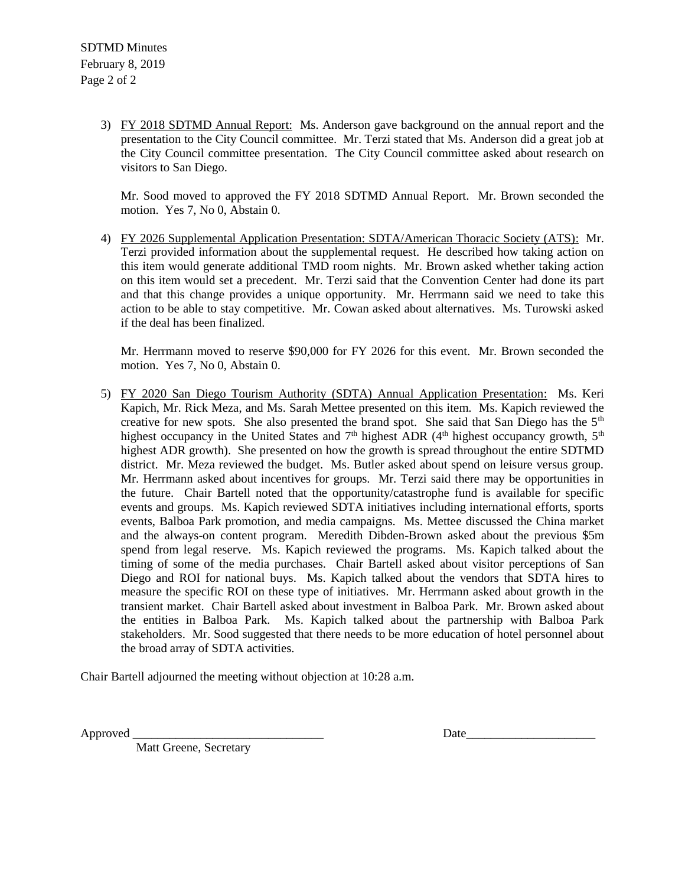3) <u>FY 2018 SDTMD Annual Report:</u> Ms. Anderson gave background on the annual report and the presentation to the City Council committee. Mr. Terzi stated that Ms. Anderson did a great job at the City Council committee presentation. The City Council committee asked about research on visitors to San Diego.

   Mr. Sood moved to approved the FY 2018 SDTMD Annual Report. Mr. Brown seconded the motion. Yes 7, No 0, Abstain 0.

4) <u>FY 2026 Supplemental Application Presentation: SDTA/American Thoracic Society (ATS):</u> Mr. Terzi provided information about the supplemental request. He described how taking action on this item would generate additional TMD room nights. Mr. Brown asked whether taking action on this item would set a precedent. Mr. Terzi said that the Convention Center had done its part and that this change provides a unique opportunity. Mr. Herrmann said we need to take this action to be able to stay competitive. Mr. Cowan asked about alternatives. Ms. Turowski asked if the deal has been finalized.

   Mr. Herrmann moved to reserve $90,000 for FY 2026 for this event. Mr. Brown seconded the motion. Yes 7, No 0, Abstain 0.

5) <u>FY 2020 San Diego Tourism Authority (SDTA) Annual Application Presentation:</u> Ms. Keri Kapich, Mr. Rick Meza, and Ms. Sarah Mettee presented on this item. Ms. Kapich reviewed the creative for new spots. She also presented the brand spot. She said that San Diego has the 5th highest occupancy in the United States and 7th highest ADR (4th highest occupancy growth, 5th highest ADR growth). She presented on how the growth is spread throughout the entire SDTMD district. Mr. Meza reviewed the budget. Ms. Butler asked about spend on leisure versus group. Mr. Herrmann asked about incentives for groups. Mr. Terzi said there may be opportunities in the future. Chair Bartell noted that the opportunity/catastrophe fund is available for specific events and groups. Ms. Kapich reviewed SDTA initiatives including international efforts, sports events, Balboa Park promotion, and media campaigns. Ms. Mettee discussed the China market and the always-on content program. Meredith Dibden-Brown asked about the previous $5m spend from legal reserve. Ms. Kapich reviewed the programs. Ms. Kapich talked about the timing of some of the media purchases. Chair Bartell asked about visitor perceptions of San Diego and ROI for national buys. Ms. Kapich talked about the vendors that SDTA hires to measure the specific ROI on these type of initiatives. Mr. Herrmann asked about growth in the transient market. Chair Bartell asked about investment in Balboa Park. Mr. Brown asked about the entities in Balboa Park. Ms. Kapich talked about the partnership with Balboa Park stakeholders. Mr. Sood suggested that there needs to be more education of hotel personnel about the broad array of SDTA activities.

Chair Bartell adjourned the meeting without objection at 10:28 a.m.

Approved _______________________________ Date_____________________

Matt Greene, Secretary